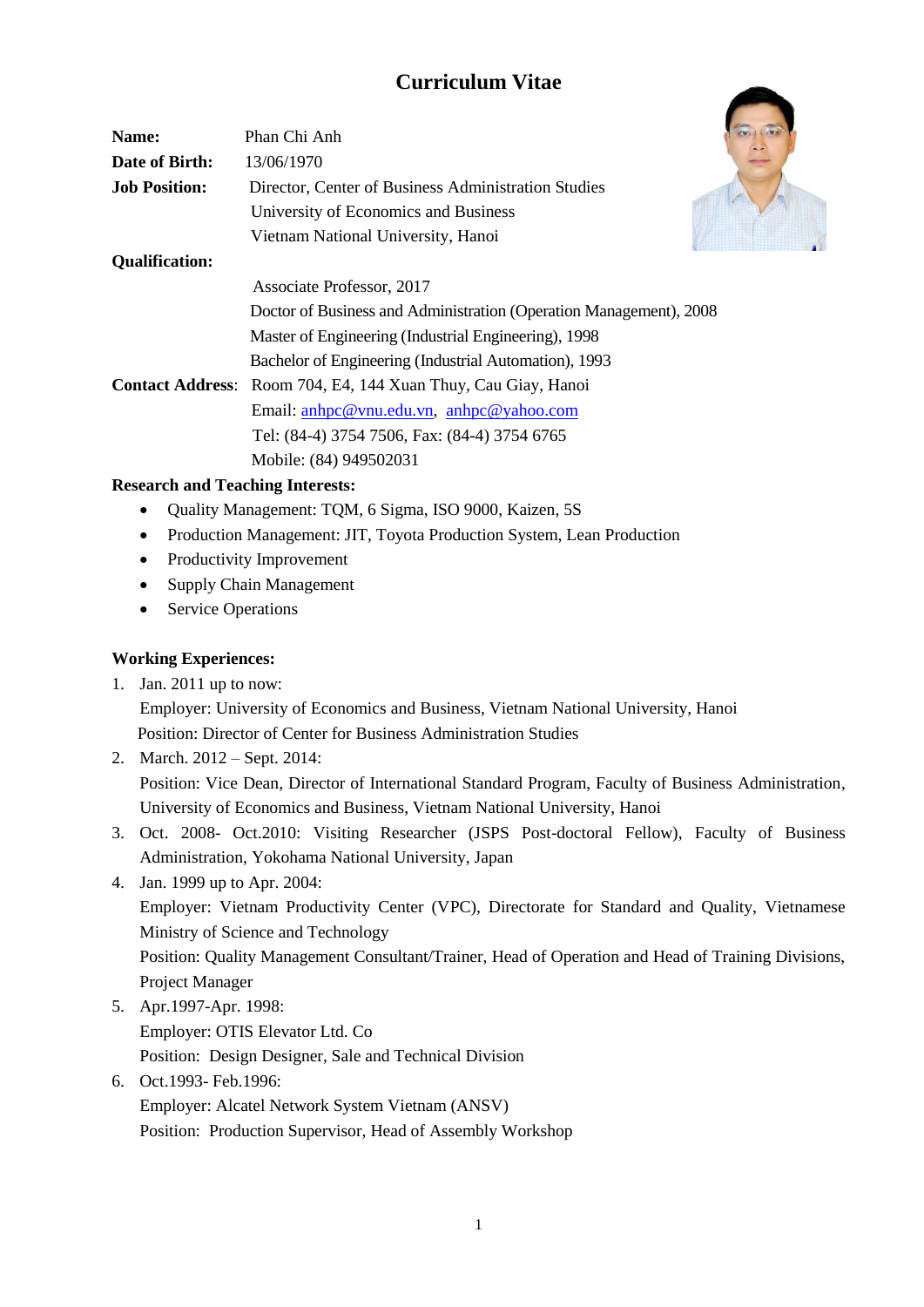# Curriculum Vitae

**Name:** Phan Chi Anh

**Date of Birth:** 13/06/1970

**Job Position:** Director, Center of Business Administration Studies
University of Economics and Business
Vietnam National University, Hanoi

**Qualification:**

Associate Professor, 2017
Doctor of Business and Administration (Operation Management), 2008
Master of Engineering (Industrial Engineering), 1998
Bachelor of Engineering (Industrial Automation), 1993

**Contact Address**: Room 704, E4, 144 Xuan Thuy, Cau Giay, Hanoi
Email: anhpc@vnu.edu.vn, anhpc@yahoo.com
Tel: (84-4) 3754 7506, Fax: (84-4) 3754 6765
Mobile: (84) 949502031

**Research and Teaching Interests:**

- Quality Management: TQM, 6 Sigma, ISO 9000, Kaizen, 5S
- Production Management: JIT, Toyota Production System, Lean Production
- Productivity Improvement
- Supply Chain Management
- Service Operations

**Working Experiences:**

1. Jan. 2011 up to now:
   Employer: University of Economics and Business, Vietnam National University, Hanoi
   Position: Director of Center for Business Administration Studies
2. March. 2012 – Sept. 2014:
   Position: Vice Dean, Director of International Standard Program, Faculty of Business Administration, University of Economics and Business, Vietnam National University, Hanoi
3. Oct. 2008- Oct.2010: Visiting Researcher (JSPS Post-doctoral Fellow), Faculty of Business Administration, Yokohama National University, Japan
4. Jan. 1999 up to Apr. 2004:
   Employer: Vietnam Productivity Center (VPC), Directorate for Standard and Quality, Vietnamese Ministry of Science and Technology
   Position: Quality Management Consultant/Trainer, Head of Operation and Head of Training Divisions, Project Manager
5. Apr.1997-Apr. 1998:
   Employer: OTIS Elevator Ltd. Co
   Position: Design Designer, Sale and Technical Division
6. Oct.1993- Feb.1996:
   Employer: Alcatel Network System Vietnam (ANSV)
   Position: Production Supervisor, Head of Assembly Workshop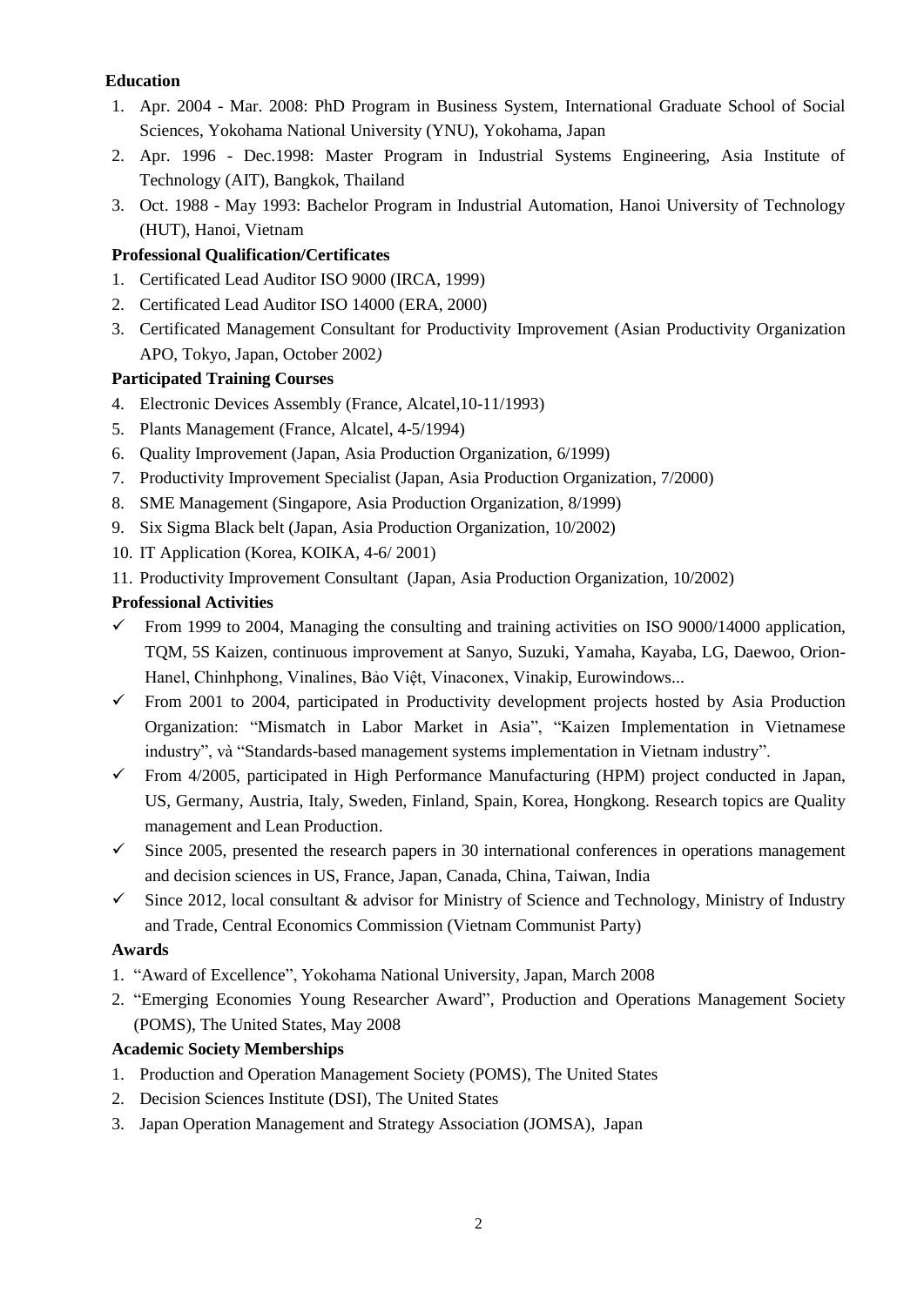**Education**

1. Apr. 2004 - Mar. 2008: PhD Program in Business System, International Graduate School of Social Sciences, Yokohama National University (YNU), Yokohama, Japan
2. Apr. 1996 - Dec.1998: Master Program in Industrial Systems Engineering, Asia Institute of Technology (AIT), Bangkok, Thailand
3. Oct. 1988 - May 1993: Bachelor Program in Industrial Automation, Hanoi University of Technology (HUT), Hanoi, Vietnam

**Professional Qualification/Certificates**

1. Certificated Lead Auditor ISO 9000 (IRCA, 1999)
2. Certificated Lead Auditor ISO 14000 (ERA, 2000)
3. Certificated Management Consultant for Productivity Improvement (Asian Productivity Organization APO, Tokyo, Japan, October 2002*)*

**Participated Training Courses**

4. Electronic Devices Assembly (France, Alcatel,10-11/1993)
5. Plants Management (France, Alcatel, 4-5/1994)
6. Quality Improvement (Japan, Asia Production Organization, 6/1999)
7. Productivity Improvement Specialist (Japan, Asia Production Organization, 7/2000)
8. SME Management (Singapore, Asia Production Organization, 8/1999)
9. Six Sigma Black belt (Japan, Asia Production Organization, 10/2002)
10. IT Application (Korea, KOIKA, 4-6/ 2001)
11. Productivity Improvement Consultant (Japan, Asia Production Organization, 10/2002)

**Professional Activities**

- ✓ From 1999 to 2004, Managing the consulting and training activities on ISO 9000/14000 application, TQM, 5S Kaizen, continuous improvement at Sanyo, Suzuki, Yamaha, Kayaba, LG, Daewoo, Orion-Hanel, Chinhphong, Vinalines, Bảo Việt, Vinaconex, Vinakip, Eurowindows...
- ✓ From 2001 to 2004, participated in Productivity development projects hosted by Asia Production Organization: "Mismatch in Labor Market in Asia", "Kaizen Implementation in Vietnamese industry", và "Standards-based management systems implementation in Vietnam industry".
- ✓ From 4/2005, participated in High Performance Manufacturing (HPM) project conducted in Japan, US, Germany, Austria, Italy, Sweden, Finland, Spain, Korea, Hongkong. Research topics are Quality management and Lean Production.
- ✓ Since 2005, presented the research papers in 30 international conferences in operations management and decision sciences in US, France, Japan, Canada, China, Taiwan, India
- ✓ Since 2012, local consultant & advisor for Ministry of Science and Technology, Ministry of Industry and Trade, Central Economics Commission (Vietnam Communist Party)

**Awards**

1. "Award of Excellence", Yokohama National University, Japan, March 2008
2. "Emerging Economies Young Researcher Award", Production and Operations Management Society (POMS), The United States, May 2008

**Academic Society Memberships**

1. Production and Operation Management Society (POMS), The United States
2. Decision Sciences Institute (DSI), The United States
3. Japan Operation Management and Strategy Association (JOMSA), Japan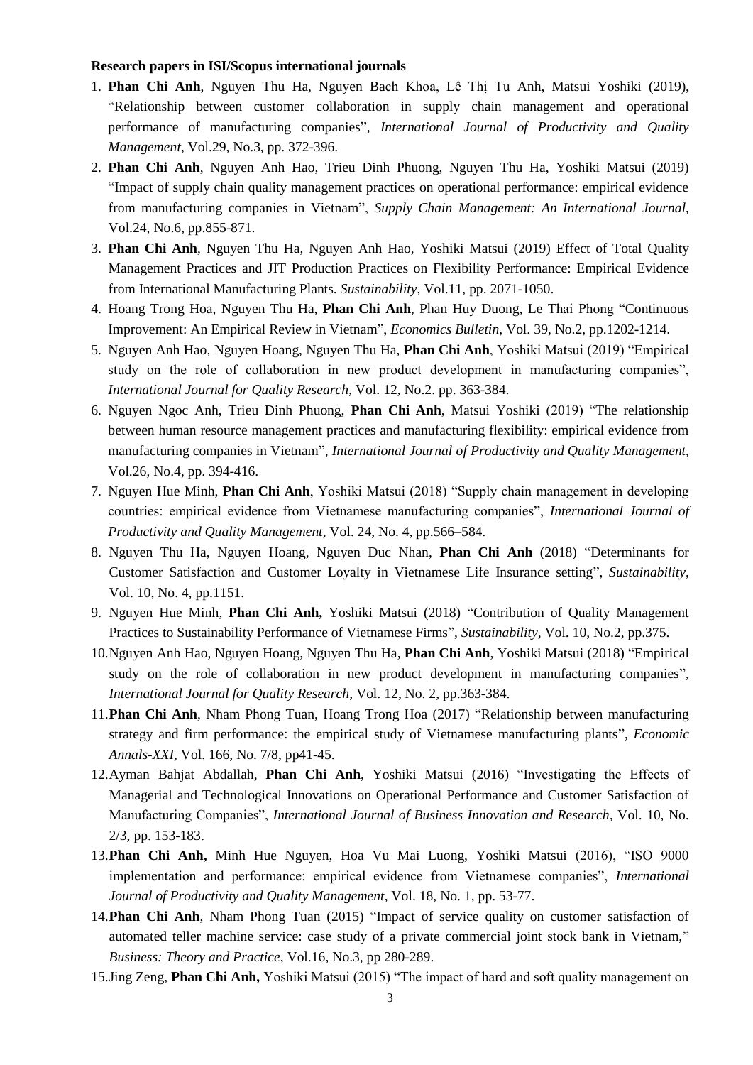**Research papers in ISI/Scopus international journals**

1. **Phan Chi Anh**, Nguyen Thu Ha, Nguyen Bach Khoa, Lê Thị Tu Anh, Matsui Yoshiki (2019), "Relationship between customer collaboration in supply chain management and operational performance of manufacturing companies", *International Journal of Productivity and Quality Management*, Vol.29, No.3, pp. 372-396.
2. **Phan Chi Anh**, Nguyen Anh Hao, Trieu Dinh Phuong, Nguyen Thu Ha, Yoshiki Matsui (2019) "Impact of supply chain quality management practices on operational performance: empirical evidence from manufacturing companies in Vietnam", *Supply Chain Management: An International Journal*, Vol.24, No.6, pp.855-871.
3. **Phan Chi Anh**, Nguyen Thu Ha, Nguyen Anh Hao, Yoshiki Matsui (2019) Effect of Total Quality Management Practices and JIT Production Practices on Flexibility Performance: Empirical Evidence from International Manufacturing Plants. *Sustainability*, Vol.11, pp. 2071-1050.
4. Hoang Trong Hoa, Nguyen Thu Ha, **Phan Chi Anh**, Phan Huy Duong, Le Thai Phong "Continuous Improvement: An Empirical Review in Vietnam", *Economics Bulletin*, Vol. 39, No.2, pp.1202-1214.
5. Nguyen Anh Hao, Nguyen Hoang, Nguyen Thu Ha, **Phan Chi Anh**, Yoshiki Matsui (2019) "Empirical study on the role of collaboration in new product development in manufacturing companies", *International Journal for Quality Research*, Vol. 12, No.2. pp. 363-384.
6. Nguyen Ngoc Anh, Trieu Dinh Phuong, **Phan Chi Anh**, Matsui Yoshiki (2019) "The relationship between human resource management practices and manufacturing flexibility: empirical evidence from manufacturing companies in Vietnam", *International Journal of Productivity and Quality Management*, Vol.26, No.4, pp. 394-416.
7. Nguyen Hue Minh, **Phan Chi Anh**, Yoshiki Matsui (2018) "Supply chain management in developing countries: empirical evidence from Vietnamese manufacturing companies", *International Journal of Productivity and Quality Management*, Vol. 24, No. 4, pp.566–584.
8. Nguyen Thu Ha, Nguyen Hoang, Nguyen Duc Nhan, **Phan Chi Anh** (2018) "Determinants for Customer Satisfaction and Customer Loyalty in Vietnamese Life Insurance setting", *Sustainability*, Vol. 10, No. 4, pp.1151.
9. Nguyen Hue Minh, **Phan Chi Anh,** Yoshiki Matsui (2018) "Contribution of Quality Management Practices to Sustainability Performance of Vietnamese Firms", *Sustainability*, Vol. 10, No.2, pp.375.
10. Nguyen Anh Hao, Nguyen Hoang, Nguyen Thu Ha, **Phan Chi Anh**, Yoshiki Matsui (2018) "Empirical study on the role of collaboration in new product development in manufacturing companies", *International Journal for Quality Research*, Vol. 12, No. 2, pp.363-384.
11. **Phan Chi Anh**, Nham Phong Tuan, Hoang Trong Hoa (2017) "Relationship between manufacturing strategy and firm performance: the empirical study of Vietnamese manufacturing plants", *Economic Annals-XXI*, Vol. 166, No. 7/8, pp41-45.
12. Ayman Bahjat Abdallah, **Phan Chi Anh**, Yoshiki Matsui (2016) "Investigating the Effects of Managerial and Technological Innovations on Operational Performance and Customer Satisfaction of Manufacturing Companies", *International Journal of Business Innovation and Research*, Vol. 10, No. 2/3, pp. 153-183.
13. **Phan Chi Anh,** Minh Hue Nguyen, Hoa Vu Mai Luong, Yoshiki Matsui (2016), "ISO 9000 implementation and performance: empirical evidence from Vietnamese companies", *International Journal of Productivity and Quality Management*, Vol. 18, No. 1, pp. 53-77.
14. **Phan Chi Anh**, Nham Phong Tuan (2015) "Impact of service quality on customer satisfaction of automated teller machine service: case study of a private commercial joint stock bank in Vietnam," *Business: Theory and Practice*, Vol.16, No.3, pp 280-289.
15. Jing Zeng, **Phan Chi Anh,** Yoshiki Matsui (2015) "The impact of hard and soft quality management on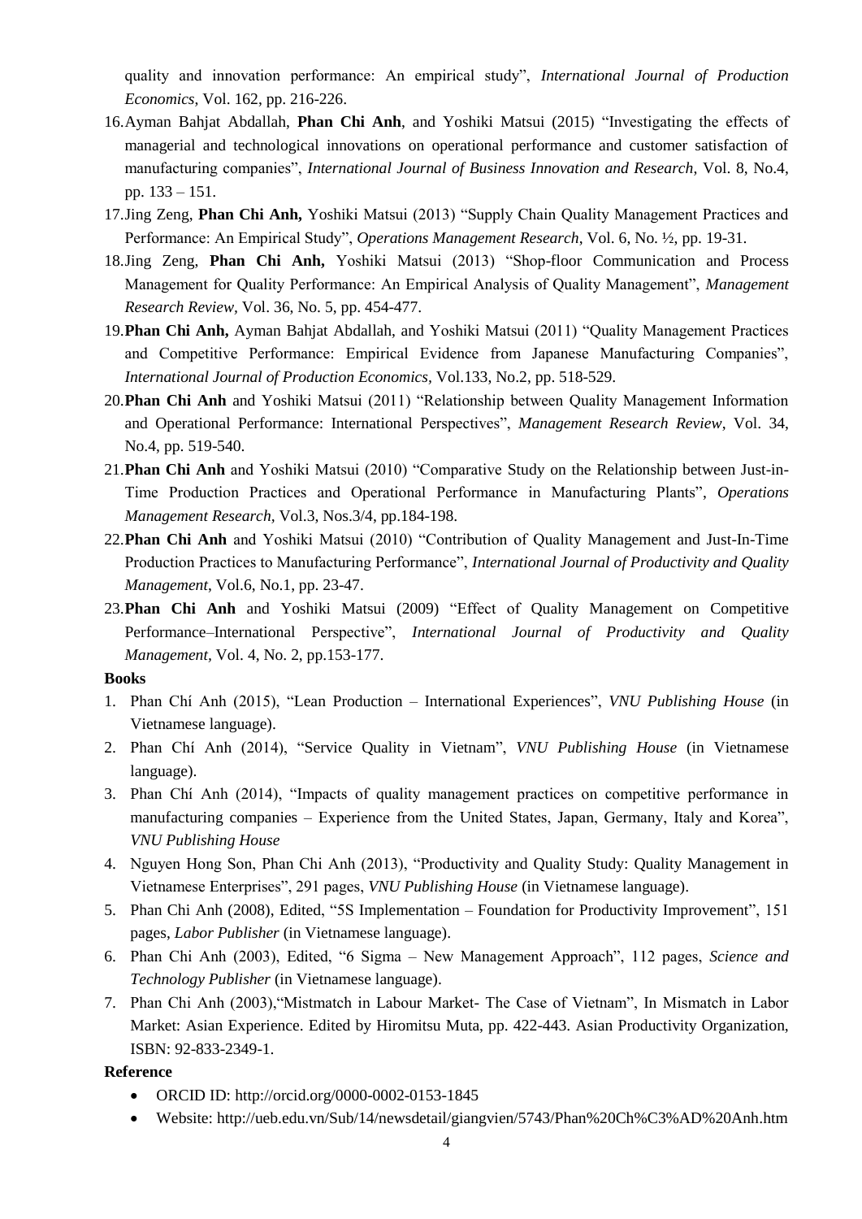quality and innovation performance: An empirical study", *International Journal of Production Economics*, Vol. 162, pp. 216-226.

16. Ayman Bahjat Abdallah, **Phan Chi Anh**, and Yoshiki Matsui (2015) "Investigating the effects of managerial and technological innovations on operational performance and customer satisfaction of manufacturing companies", *International Journal of Business Innovation and Research*, Vol. 8, No.4, pp. 133 – 151.
17. Jing Zeng, **Phan Chi Anh,** Yoshiki Matsui (2013) "Supply Chain Quality Management Practices and Performance: An Empirical Study", *Operations Management Research*, Vol. 6, No. ½, pp. 19-31.
18. Jing Zeng, **Phan Chi Anh,** Yoshiki Matsui (2013) "Shop-floor Communication and Process Management for Quality Performance: An Empirical Analysis of Quality Management", *Management Research Review,* Vol. 36, No. 5, pp. 454-477.
19. **Phan Chi Anh,** Ayman Bahjat Abdallah, and Yoshiki Matsui (2011) "Quality Management Practices and Competitive Performance: Empirical Evidence from Japanese Manufacturing Companies", *International Journal of Production Economics,* Vol.133, No.2, pp. 518-529.
20. **Phan Chi Anh** and Yoshiki Matsui (2011) "Relationship between Quality Management Information and Operational Performance: International Perspectives", *Management Research Review*, Vol. 34, No.4, pp. 519-540.
21. **Phan Chi Anh** and Yoshiki Matsui (2010) "Comparative Study on the Relationship between Just-in-Time Production Practices and Operational Performance in Manufacturing Plants", *Operations Management Research*, Vol.3, Nos.3/4, pp.184-198.
22. **Phan Chi Anh** and Yoshiki Matsui (2010) "Contribution of Quality Management and Just-In-Time Production Practices to Manufacturing Performance", *International Journal of Productivity and Quality Management*, Vol.6, No.1, pp. 23-47.
23. **Phan Chi Anh** and Yoshiki Matsui (2009) "Effect of Quality Management on Competitive Performance–International Perspective", *International Journal of Productivity and Quality Management*, Vol. 4, No. 2, pp.153-177.

**Books**

1. Phan Chí Anh (2015), "Lean Production – International Experiences", *VNU Publishing House* (in Vietnamese language).
2. Phan Chí Anh (2014), "Service Quality in Vietnam", *VNU Publishing House* (in Vietnamese language).
3. Phan Chí Anh (2014), "Impacts of quality management practices on competitive performance in manufacturing companies – Experience from the United States, Japan, Germany, Italy and Korea", *VNU Publishing House*
4. Nguyen Hong Son, Phan Chi Anh (2013), "Productivity and Quality Study: Quality Management in Vietnamese Enterprises", 291 pages, *VNU Publishing House* (in Vietnamese language).
5. Phan Chi Anh (2008), Edited, "5S Implementation – Foundation for Productivity Improvement", 151 pages, *Labor Publisher* (in Vietnamese language).
6. Phan Chi Anh (2003), Edited, "6 Sigma – New Management Approach", 112 pages, *Science and Technology Publisher* (in Vietnamese language).
7. Phan Chi Anh (2003),"Mistmatch in Labour Market- The Case of Vietnam", In Mismatch in Labor Market: Asian Experience. Edited by Hiromitsu Muta, pp. 422-443. Asian Productivity Organization, ISBN: 92-833-2349-1.

**Reference**

- ORCID ID: http://orcid.org/0000-0002-0153-1845
- Website: http://ueb.edu.vn/Sub/14/newsdetail/giangvien/5743/Phan%20Ch%C3%AD%20Anh.htm